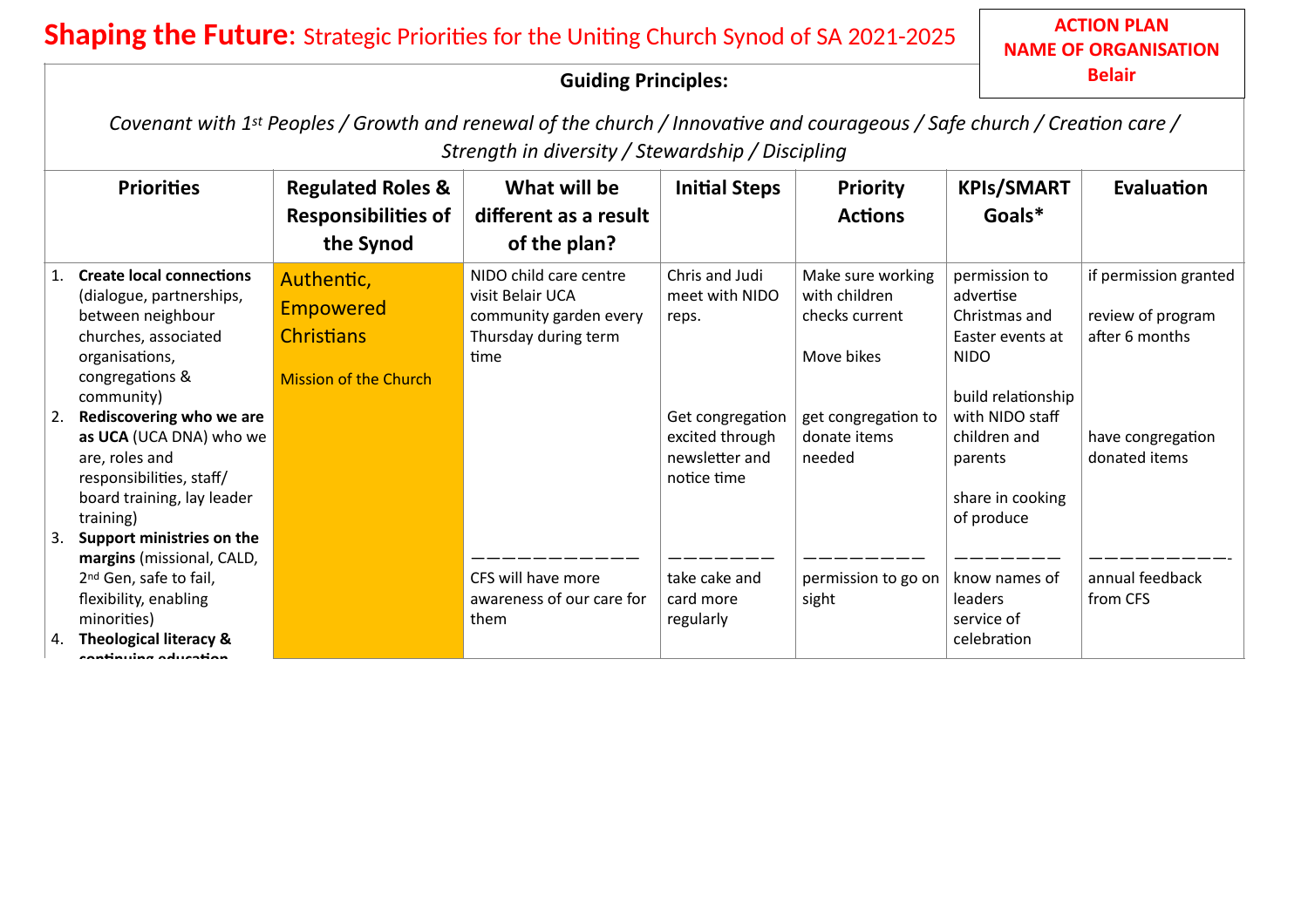# Shaping the Future: Strategic Priorities for the Uniting Church Synod of SA 2021-2025

**ACTION PLAN**
**NAME OF ORGANISATION**
**Belair**

**Guiding Principles:**

*Covenant with 1st Peoples / Growth and renewal of the church / Innovative and courageous / Safe church / Creation care / Strength in diversity / Stewardship / Discipling*

| Priorities | Regulated Roles & Responsibilities of the Synod | What will be different as a result of the plan? | Initial Steps | Priority Actions | KPIs/SMART Goals* | Evaluation |
|---|---|---|---|---|---|---|
| 1. **Create local connections** (dialogue, partnerships, between neighbour churches, associated organisations, congregations & community)<br>2. **Rediscovering who we are as UCA** (UCA DNA) who we are, roles and responsibilities, staff/ board training, lay leader training)<br>3. **Support ministries on the margins** (missional, CALD, 2nd Gen, safe to fail, flexibility, enabling minorities)<br>4. **Theological literacy & continuing education** | Authentic, Empowered Christians<br><br>Mission of the Church | NIDO child care centre visit Belair UCA community garden every Thursday during term time | Chris and Judi meet with NIDO reps.<br><br>Get congregation excited through newsletter and notice time | Make sure working with children checks current<br><br>Move bikes<br><br>get congregation to donate items needed | permission to advertise Christmas and Easter events at NIDO<br><br>build relationship with NIDO staff children and parents<br><br>share in cooking of produce | if permission granted<br><br>review of program after 6 months<br><br>have congregation donated items |
| | | CFS will have more awareness of our care for them | take cake and card more regularly | permission to go on sight | know names of leaders service of celebration | annual feedback from CFS |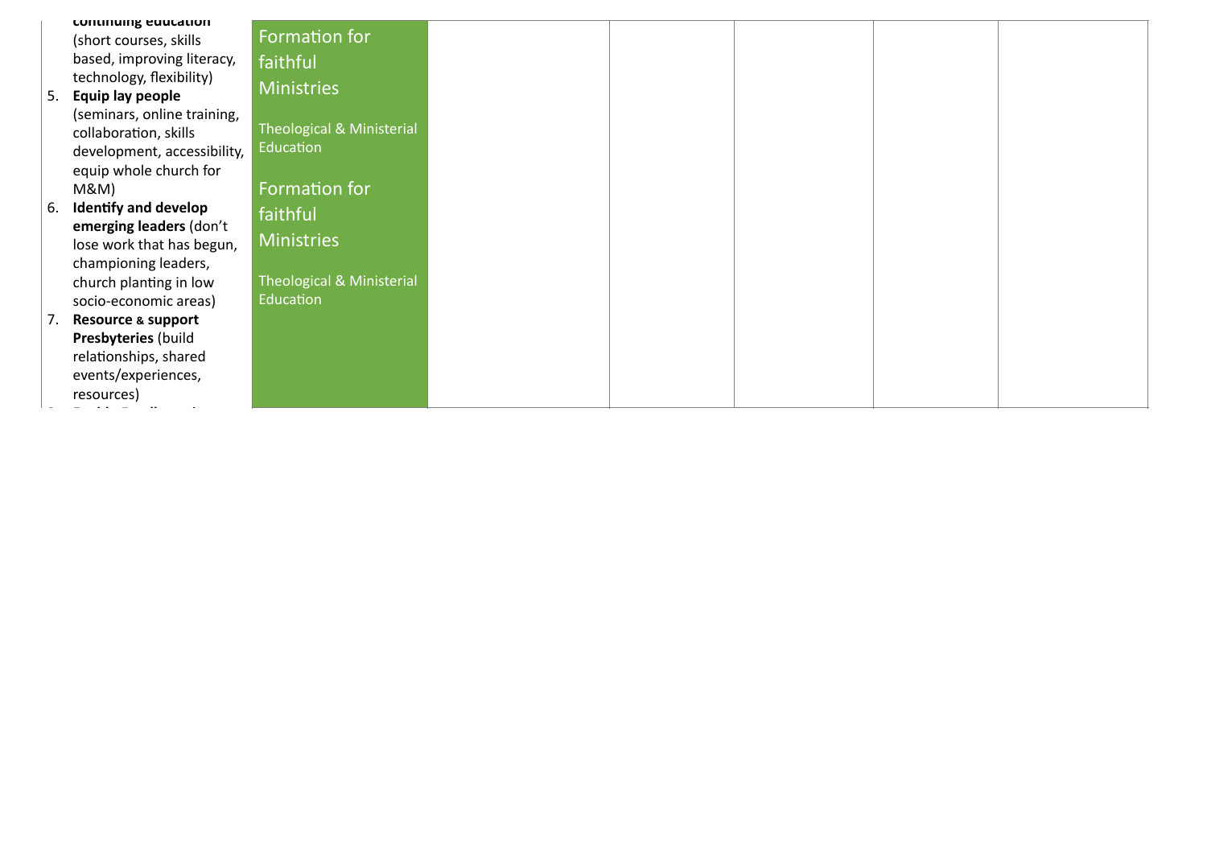| | | | | | | |
|---|---|---|---|---|---|---|
| **continuing education** (short courses, skills based, improving literacy, technology, flexibility)<br>5. **Equip lay people** (seminars, online training, collaboration, skills development, accessibility, equip whole church for M&M)<br>6. **Identify and develop emerging leaders** (don't lose work that has begun, championing leaders, church planting in low socio-economic areas)<br>7. **Resource & support Presbyteries** (build relationships, shared events/experiences, resources) | Formation for faithful Ministries<br><br>Theological & Ministerial Education<br><br>Formation for faithful Ministries<br><br>Theological & Ministerial Education | | | | | |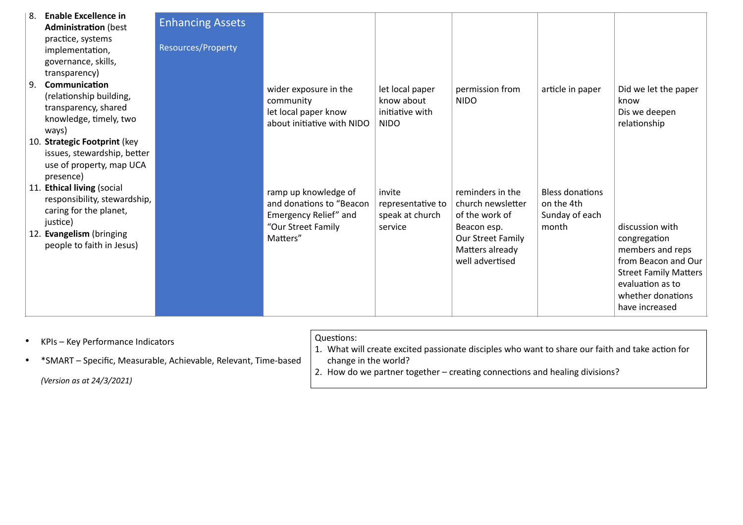| | | | | | | |
|---|---|---|---|---|---|---|
| 8. **Enable Excellence in Administration** (best practice, systems implementation, governance, skills, transparency)<br>9. **Communication** (relationship building, transparency, shared knowledge, timely, two ways)<br>10. **Strategic Footprint** (key issues, stewardship, better use of property, map UCA presence)<br>11. **Ethical living** (social responsibility, stewardship, caring for the planet, justice)<br>12. **Evangelism** (bringing people to faith in Jesus) | Enhancing Assets<br><br>Resources/Property | wider exposure in the community<br>let local paper know about initiative with NIDO | let local paper know about initiative with NIDO | permission from NIDO | article in paper | Did we let the paper know<br>Dis we deepen relationship |
| | | ramp up knowledge of and donations to "Beacon Emergency Relief" and "Our Street Family Matters" | invite representative to speak at church service | reminders in the church newsletter of the work of Beacon esp. Our Street Family Matters already well advertised | Bless donations on the 4th Sunday of each month | discussion with congregation members and reps from Beacon and Our Street Family Matters evaluation as to whether donations have increased |

- KPIs – Key Performance Indicators
- *SMART – Specific, Measurable, Achievable, Relevant, Time-based

*(Version as at 24/3/2021)*

Questions:

1. What will create excited passionate disciples who want to share our faith and take action for change in the world?
2. How do we partner together – creating connections and healing divisions?